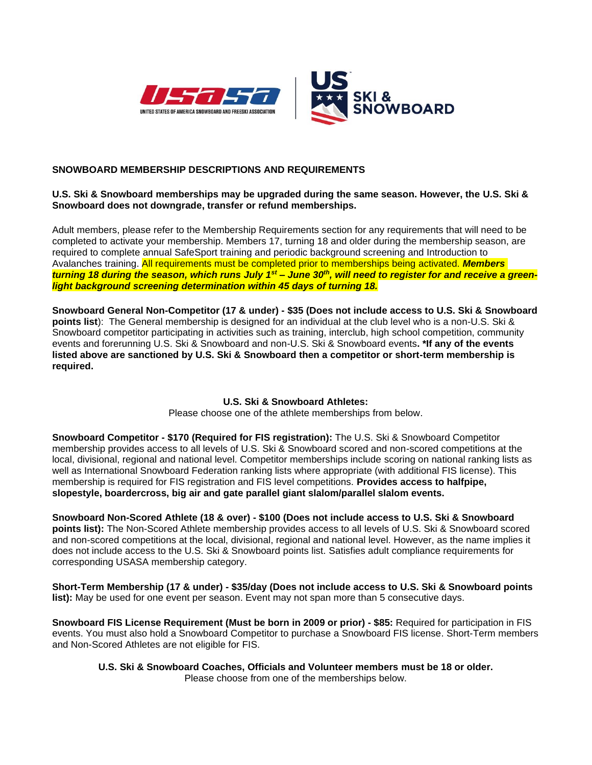## SNOWBOARD MEMBERSHIP DESCRIPTIONS AND REQUIREMENTS

**U.S. Ski & Snowboard memberships may be upgraded during the same season. However, the U.S. Ski & Snowboard does not downgrade, transfer or refund memberships.**

Adult members, please refer to the Membership Requirements section for any requirements that will need to be completed to activate your membership. Members 17, turning 18 and older during the membership season, are required to complete annual SafeSport training and periodic background screening and Introduction to Avalanches training. All requirements must be completed prior to memberships being activated. ***Members turning 18 during the season, which runs July 1st – June 30th, will need to register for and receive a green-light background screening determination within 45 days of turning 18.***

**Snowboard General Non-Competitor (17 & under) - $35 (Does not include access to U.S. Ski & Snowboard points list**): The General membership is designed for an individual at the club level who is a non-U.S. Ski & Snowboard competitor participating in activities such as training, interclub, high school competition, community events and forerunning U.S. Ski & Snowboard and non-U.S. Ski & Snowboard events**. *If any of the events listed above are sanctioned by U.S. Ski & Snowboard then a competitor or short-term membership is required.**

### U.S. Ski & Snowboard Athletes:

Please choose one of the athlete memberships from below.

**Snowboard Competitor - $170 (Required for FIS registration):** The U.S. Ski & Snowboard Competitor membership provides access to all levels of U.S. Ski & Snowboard scored and non-scored competitions at the local, divisional, regional and national level. Competitor memberships include scoring on national ranking lists as well as International Snowboard Federation ranking lists where appropriate (with additional FIS license). This membership is required for FIS registration and FIS level competitions. **Provides access to halfpipe, slopestyle, boardercross, big air and gate parallel giant slalom/parallel slalom events.**

**Snowboard Non-Scored Athlete (18 & over) - $100 (Does not include access to U.S. Ski & Snowboard points list):** The Non-Scored Athlete membership provides access to all levels of U.S. Ski & Snowboard scored and non-scored competitions at the local, divisional, regional and national level. However, as the name implies it does not include access to the U.S. Ski & Snowboard points list. Satisfies adult compliance requirements for corresponding USASA membership category.

**Short-Term Membership (17 & under) - $35/day (Does not include access to U.S. Ski & Snowboard points list):** May be used for one event per season. Event may not span more than 5 consecutive days.

**Snowboard FIS License Requirement (Must be born in 2009 or prior) - $85:** Required for participation in FIS events. You must also hold a Snowboard Competitor to purchase a Snowboard FIS license. Short-Term members and Non-Scored Athletes are not eligible for FIS.

### U.S. Ski & Snowboard Coaches, Officials and Volunteer members must be 18 or older.

Please choose from one of the memberships below.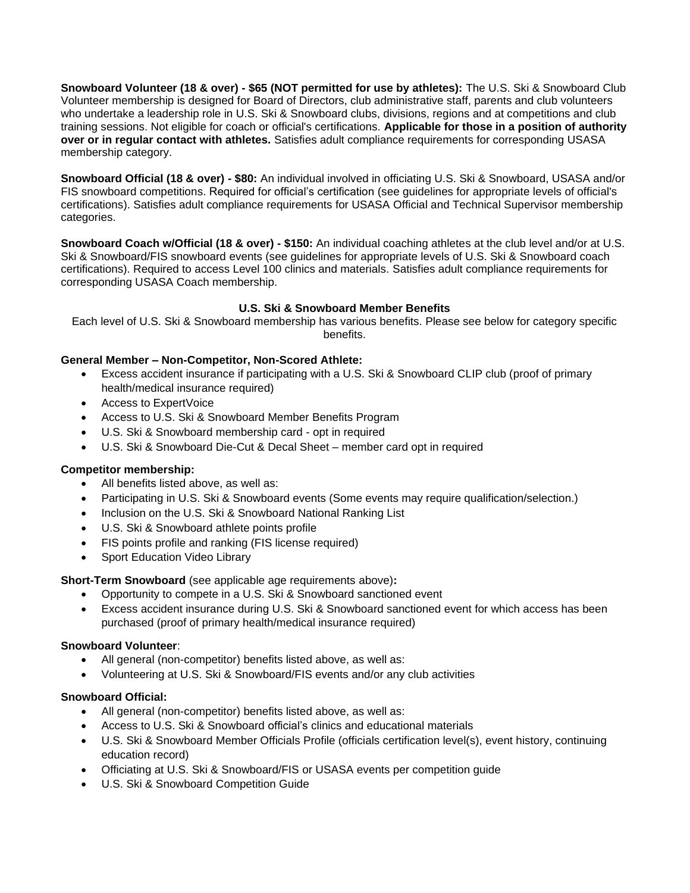**Snowboard Volunteer (18 & over) - $65 (NOT permitted for use by athletes):** The U.S. Ski & Snowboard Club Volunteer membership is designed for Board of Directors, club administrative staff, parents and club volunteers who undertake a leadership role in U.S. Ski & Snowboard clubs, divisions, regions and at competitions and club training sessions. Not eligible for coach or official's certifications. **Applicable for those in a position of authority over or in regular contact with athletes.** Satisfies adult compliance requirements for corresponding USASA membership category.

**Snowboard Official (18 & over) - $80:** An individual involved in officiating U.S. Ski & Snowboard, USASA and/or FIS snowboard competitions. Required for official's certification (see guidelines for appropriate levels of official's certifications). Satisfies adult compliance requirements for USASA Official and Technical Supervisor membership categories.

**Snowboard Coach w/Official (18 & over) - $150:** An individual coaching athletes at the club level and/or at U.S. Ski & Snowboard/FIS snowboard events (see guidelines for appropriate levels of U.S. Ski & Snowboard coach certifications). Required to access Level 100 clinics and materials. Satisfies adult compliance requirements for corresponding USASA Coach membership.

**U.S. Ski & Snowboard Member Benefits**

Each level of U.S. Ski & Snowboard membership has various benefits. Please see below for category specific benefits.

**General Member – Non-Competitor, Non-Scored Athlete:**

- Excess accident insurance if participating with a U.S. Ski & Snowboard CLIP club (proof of primary health/medical insurance required)
- Access to ExpertVoice
- Access to U.S. Ski & Snowboard Member Benefits Program
- U.S. Ski & Snowboard membership card - opt in required
- U.S. Ski & Snowboard Die-Cut & Decal Sheet – member card opt in required

**Competitor membership:**

- All benefits listed above, as well as:
- Participating in U.S. Ski & Snowboard events (Some events may require qualification/selection.)
- Inclusion on the U.S. Ski & Snowboard National Ranking List
- U.S. Ski & Snowboard athlete points profile
- FIS points profile and ranking (FIS license required)
- Sport Education Video Library

**Short-Term Snowboard** (see applicable age requirements above)**:**

- Opportunity to compete in a U.S. Ski & Snowboard sanctioned event
- Excess accident insurance during U.S. Ski & Snowboard sanctioned event for which access has been purchased (proof of primary health/medical insurance required)

**Snowboard Volunteer**:

- All general (non-competitor) benefits listed above, as well as:
- Volunteering at U.S. Ski & Snowboard/FIS events and/or any club activities

**Snowboard Official:**

- All general (non-competitor) benefits listed above, as well as:
- Access to U.S. Ski & Snowboard official's clinics and educational materials
- U.S. Ski & Snowboard Member Officials Profile (officials certification level(s), event history, continuing education record)
- Officiating at U.S. Ski & Snowboard/FIS or USASA events per competition guide
- U.S. Ski & Snowboard Competition Guide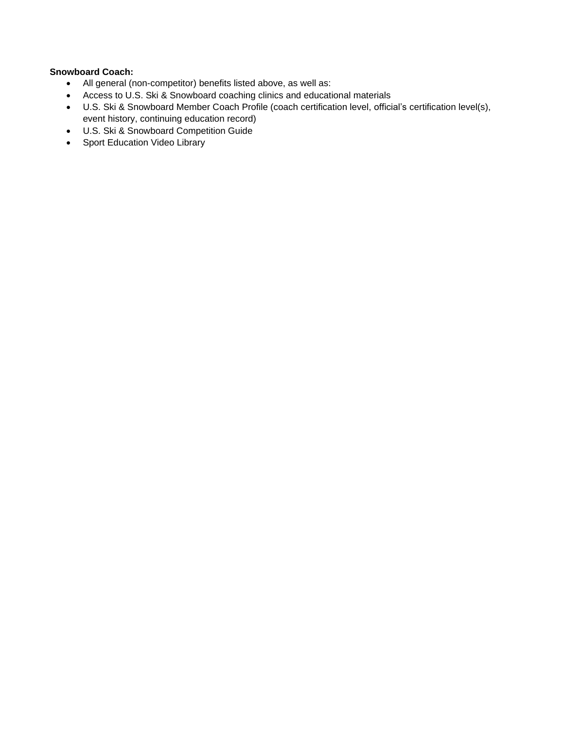**Snowboard Coach:**

- All general (non-competitor) benefits listed above, as well as:
- Access to U.S. Ski & Snowboard coaching clinics and educational materials
- U.S. Ski & Snowboard Member Coach Profile (coach certification level, official's certification level(s), event history, continuing education record)
- U.S. Ski & Snowboard Competition Guide
- Sport Education Video Library